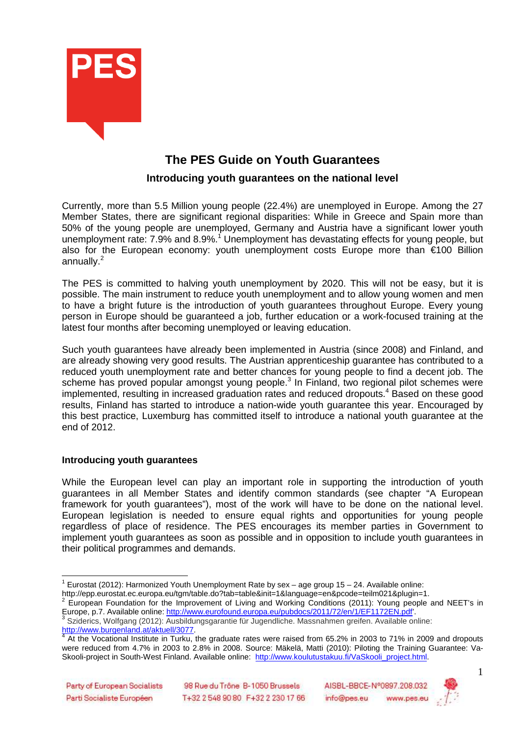# The PES Guide on Youth Guarantees

## Introducing youth guarantees on the national level

Currently, more than 5.5 Million young people (22.4%) are unemployed in Europe. Among the 27 Member States, there are significant regional disparities: While in Greece and Spain more than 50% of the young people are unemployed, Germany and Austria have a significant lower youth unemployment rate: 7.9% and 8.9%.[1] Unemployment has devastating effects for young people, but also for the European economy: youth unemployment costs Europe more than €100 Billion annually.[2]

The PES is committed to halving youth unemployment by 2020. This will not be easy, but it is possible. The main instrument to reduce youth unemployment and to allow young women and men to have a bright future is the introduction of youth guarantees throughout Europe. Every young person in Europe should be guaranteed a job, further education or a work-focused training at the latest four months after becoming unemployed or leaving education.

Such youth guarantees have already been implemented in Austria (since 2008) and Finland, and are already showing very good results. The Austrian apprenticeship guarantee has contributed to a reduced youth unemployment rate and better chances for young people to find a decent job. The scheme has proved popular amongst young people.[3] In Finland, two regional pilot schemes were implemented, resulting in increased graduation rates and reduced dropouts.[4] Based on these good results, Finland has started to introduce a nation-wide youth guarantee this year. Encouraged by this best practice, Luxemburg has committed itself to introduce a national youth guarantee at the end of 2012.

### Introducing youth guarantees

While the European level can play an important role in supporting the introduction of youth guarantees in all Member States and identify common standards (see chapter "A European framework for youth guarantees"), most of the work will have to be done on the national level. European legislation is needed to ensure equal rights and opportunities for young people regardless of place of residence. The PES encourages its member parties in Government to implement youth guarantees as soon as possible and in opposition to include youth guarantees in their political programmes and demands.

---

[1] Eurostat (2012): Harmonized Youth Unemployment Rate by sex – age group 15 – 24. Available online: http://epp.eurostat.ec.europa.eu/tgm/table.do?tab=table&init=1&language=en&pcode=teilm021&plugin=1.

[2] European Foundation for the Improvement of Living and Working Conditions (2011): Young people and NEET's in Europe, p.7. Available online: http://www.eurofound.europa.eu/pubdocs/2011/72/en/1/EF1172EN.pdf'.

[3] Sziderics, Wolfgang (2012): Ausbildungsgarantie für Jugendliche. Massnahmen greifen. Available online: http://www.burgenland.at/aktuell/3077.

[4] At the Vocational Institute in Turku, the graduate rates were raised from 65.2% in 2003 to 71% in 2009 and dropouts were reduced from 4.7% in 2003 to 2.8% in 2008. Source: Mäkelä, Matti (2010): Piloting the Training Guarantee: Va-Skooli-project in South-West Finland. Available online: http://www.koulutustakuu.fi/VaSkooli_project.html.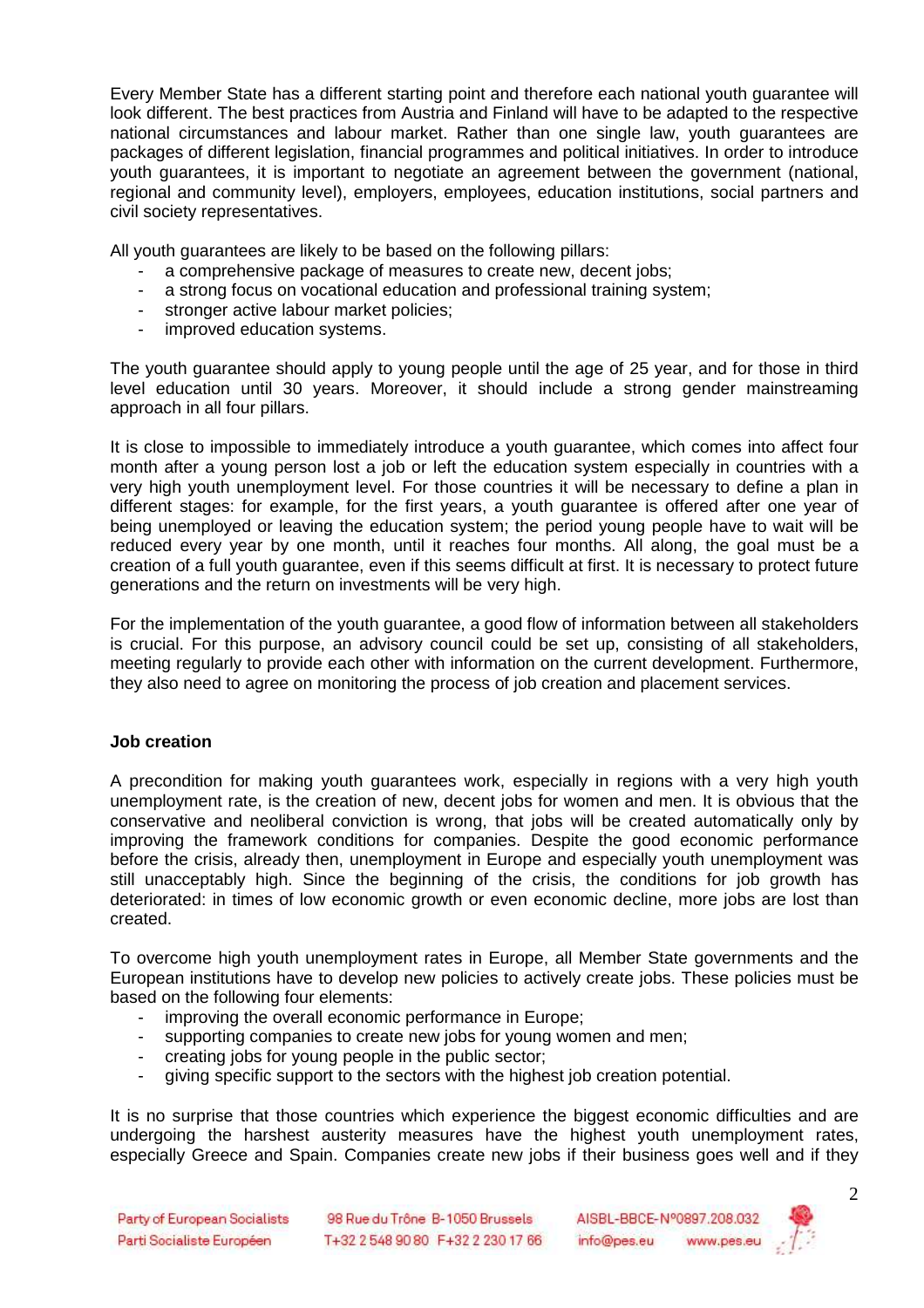Every Member State has a different starting point and therefore each national youth guarantee will look different. The best practices from Austria and Finland will have to be adapted to the respective national circumstances and labour market. Rather than one single law, youth guarantees are packages of different legislation, financial programmes and political initiatives. In order to introduce youth guarantees, it is important to negotiate an agreement between the government (national, regional and community level), employers, employees, education institutions, social partners and civil society representatives.

All youth guarantees are likely to be based on the following pillars:

- a comprehensive package of measures to create new, decent jobs;
- a strong focus on vocational education and professional training system;
- stronger active labour market policies;
- improved education systems.

The youth guarantee should apply to young people until the age of 25 year, and for those in third level education until 30 years. Moreover, it should include a strong gender mainstreaming approach in all four pillars.

It is close to impossible to immediately introduce a youth guarantee, which comes into affect four month after a young person lost a job or left the education system especially in countries with a very high youth unemployment level. For those countries it will be necessary to define a plan in different stages: for example, for the first years, a youth guarantee is offered after one year of being unemployed or leaving the education system; the period young people have to wait will be reduced every year by one month, until it reaches four months. All along, the goal must be a creation of a full youth guarantee, even if this seems difficult at first. It is necessary to protect future generations and the return on investments will be very high.

For the implementation of the youth guarantee, a good flow of information between all stakeholders is crucial. For this purpose, an advisory council could be set up, consisting of all stakeholders, meeting regularly to provide each other with information on the current development. Furthermore, they also need to agree on monitoring the process of job creation and placement services.

### Job creation

A precondition for making youth guarantees work, especially in regions with a very high youth unemployment rate, is the creation of new, decent jobs for women and men. It is obvious that the conservative and neoliberal conviction is wrong, that jobs will be created automatically only by improving the framework conditions for companies. Despite the good economic performance before the crisis, already then, unemployment in Europe and especially youth unemployment was still unacceptably high. Since the beginning of the crisis, the conditions for job growth has deteriorated: in times of low economic growth or even economic decline, more jobs are lost than created.

To overcome high youth unemployment rates in Europe, all Member State governments and the European institutions have to develop new policies to actively create jobs. These policies must be based on the following four elements:

- improving the overall economic performance in Europe;
- supporting companies to create new jobs for young women and men;
- creating jobs for young people in the public sector;
- giving specific support to the sectors with the highest job creation potential.

It is no surprise that those countries which experience the biggest economic difficulties and are undergoing the harshest austerity measures have the highest youth unemployment rates, especially Greece and Spain. Companies create new jobs if their business goes well and if they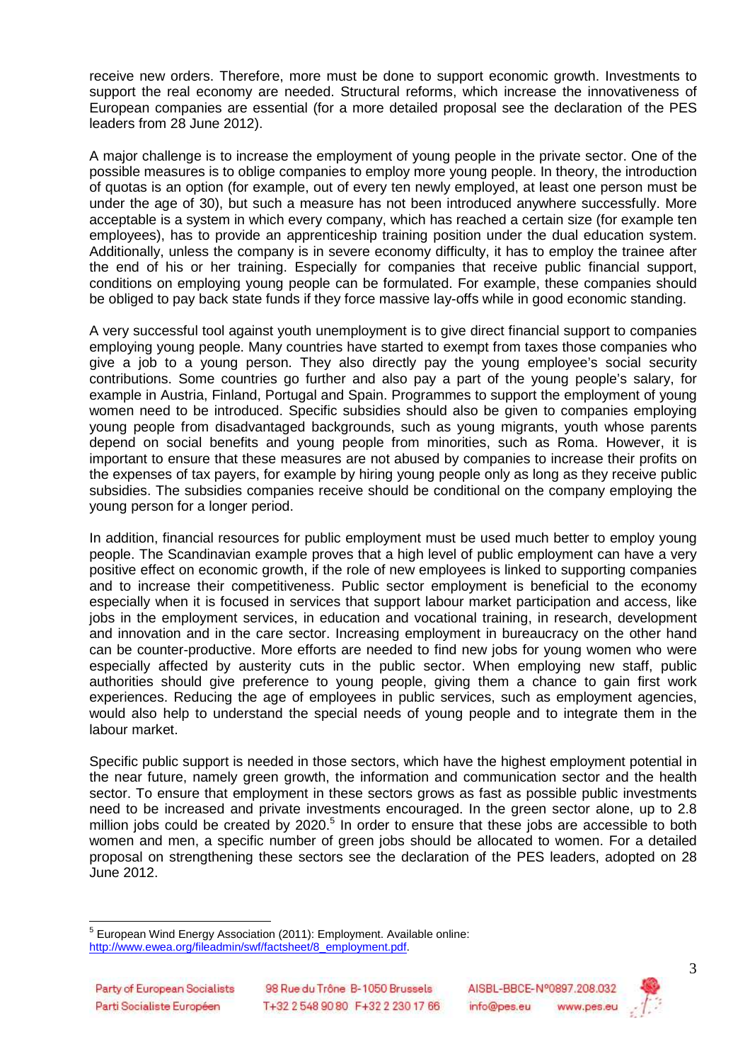receive new orders. Therefore, more must be done to support economic growth. Investments to support the real economy are needed. Structural reforms, which increase the innovativeness of European companies are essential (for a more detailed proposal see the declaration of the PES leaders from 28 June 2012).

A major challenge is to increase the employment of young people in the private sector. One of the possible measures is to oblige companies to employ more young people. In theory, the introduction of quotas is an option (for example, out of every ten newly employed, at least one person must be under the age of 30), but such a measure has not been introduced anywhere successfully. More acceptable is a system in which every company, which has reached a certain size (for example ten employees), has to provide an apprenticeship training position under the dual education system. Additionally, unless the company is in severe economy difficulty, it has to employ the trainee after the end of his or her training. Especially for companies that receive public financial support, conditions on employing young people can be formulated. For example, these companies should be obliged to pay back state funds if they force massive lay-offs while in good economic standing.

A very successful tool against youth unemployment is to give direct financial support to companies employing young people. Many countries have started to exempt from taxes those companies who give a job to a young person. They also directly pay the young employee's social security contributions. Some countries go further and also pay a part of the young people's salary, for example in Austria, Finland, Portugal and Spain. Programmes to support the employment of young women need to be introduced. Specific subsidies should also be given to companies employing young people from disadvantaged backgrounds, such as young migrants, youth whose parents depend on social benefits and young people from minorities, such as Roma. However, it is important to ensure that these measures are not abused by companies to increase their profits on the expenses of tax payers, for example by hiring young people only as long as they receive public subsidies. The subsidies companies receive should be conditional on the company employing the young person for a longer period.

In addition, financial resources for public employment must be used much better to employ young people. The Scandinavian example proves that a high level of public employment can have a very positive effect on economic growth, if the role of new employees is linked to supporting companies and to increase their competitiveness. Public sector employment is beneficial to the economy especially when it is focused in services that support labour market participation and access, like jobs in the employment services, in education and vocational training, in research, development and innovation and in the care sector. Increasing employment in bureaucracy on the other hand can be counter-productive. More efforts are needed to find new jobs for young women who were especially affected by austerity cuts in the public sector. When employing new staff, public authorities should give preference to young people, giving them a chance to gain first work experiences. Reducing the age of employees in public services, such as employment agencies, would also help to understand the special needs of young people and to integrate them in the labour market.

Specific public support is needed in those sectors, which have the highest employment potential in the near future, namely green growth, the information and communication sector and the health sector. To ensure that employment in these sectors grows as fast as possible public investments need to be increased and private investments encouraged. In the green sector alone, up to 2.8 million jobs could be created by 2020.[5] In order to ensure that these jobs are accessible to both women and men, a specific number of green jobs should be allocated to women. For a detailed proposal on strengthening these sectors see the declaration of the PES leaders, adopted on 28 June 2012.

[5] European Wind Energy Association (2011): Employment. Available online: http://www.ewea.org/fileadmin/swf/factsheet/8_employment.pdf.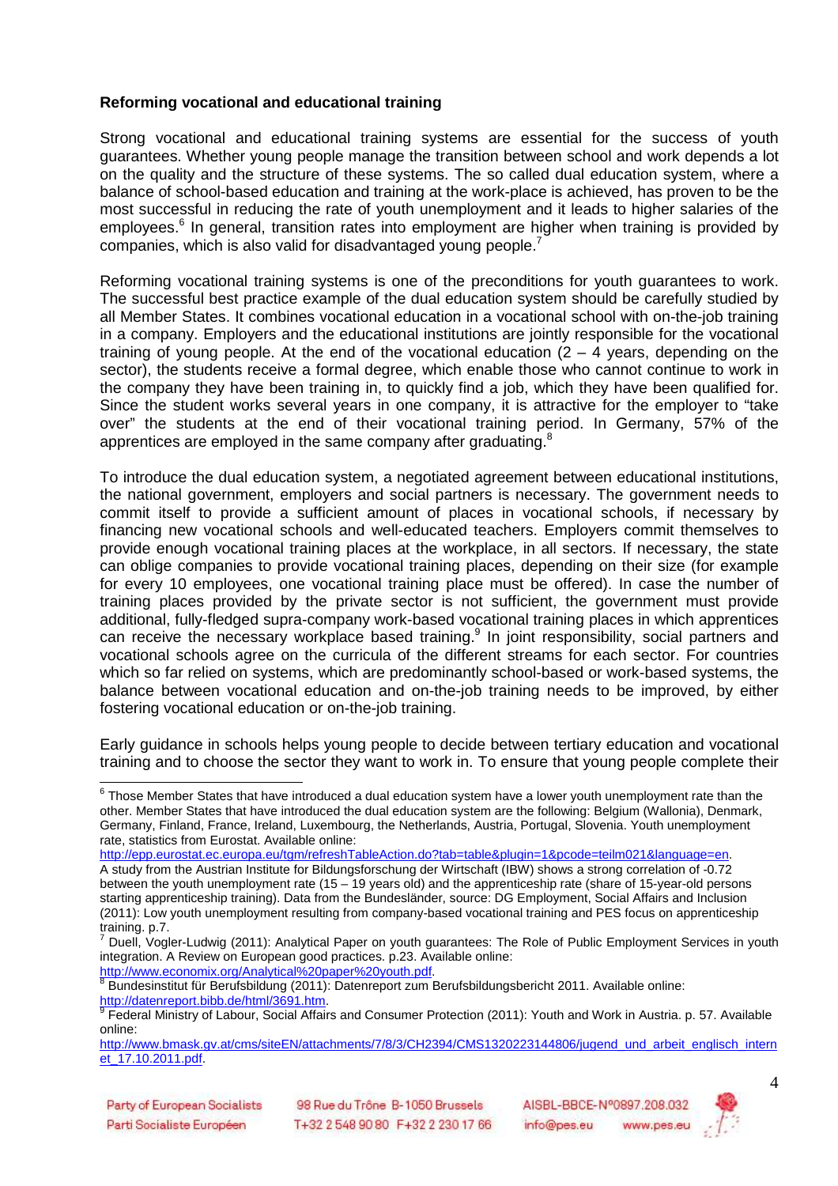**Reforming vocational and educational training**

Strong vocational and educational training systems are essential for the success of youth guarantees. Whether young people manage the transition between school and work depends a lot on the quality and the structure of these systems. The so called dual education system, where a balance of school-based education and training at the work-place is achieved, has proven to be the most successful in reducing the rate of youth unemployment and it leads to higher salaries of the employees.[6] In general, transition rates into employment are higher when training is provided by companies, which is also valid for disadvantaged young people.[7]

Reforming vocational training systems is one of the preconditions for youth guarantees to work. The successful best practice example of the dual education system should be carefully studied by all Member States. It combines vocational education in a vocational school with on-the-job training in a company. Employers and the educational institutions are jointly responsible for the vocational training of young people. At the end of the vocational education (2 – 4 years, depending on the sector), the students receive a formal degree, which enable those who cannot continue to work in the company they have been training in, to quickly find a job, which they have been qualified for. Since the student works several years in one company, it is attractive for the employer to "take over" the students at the end of their vocational training period. In Germany, 57% of the apprentices are employed in the same company after graduating.[8]

To introduce the dual education system, a negotiated agreement between educational institutions, the national government, employers and social partners is necessary. The government needs to commit itself to provide a sufficient amount of places in vocational schools, if necessary by financing new vocational schools and well-educated teachers. Employers commit themselves to provide enough vocational training places at the workplace, in all sectors. If necessary, the state can oblige companies to provide vocational training places, depending on their size (for example for every 10 employees, one vocational training place must be offered). In case the number of training places provided by the private sector is not sufficient, the government must provide additional, fully-fledged supra-company work-based vocational training places in which apprentices can receive the necessary workplace based training.[9] In joint responsibility, social partners and vocational schools agree on the curricula of the different streams for each sector. For countries which so far relied on systems, which are predominantly school-based or work-based systems, the balance between vocational education and on-the-job training needs to be improved, by either fostering vocational education or on-the-job training.

Early guidance in schools helps young people to decide between tertiary education and vocational training and to choose the sector they want to work in. To ensure that young people complete their

---

[6] Those Member States that have introduced a dual education system have a lower youth unemployment rate than the other. Member States that have introduced the dual education system are the following: Belgium (Wallonia), Denmark, Germany, Finland, France, Ireland, Luxembourg, the Netherlands, Austria, Portugal, Slovenia. Youth unemployment rate, statistics from Eurostat. Available online: http://epp.eurostat.ec.europa.eu/tgm/refreshTableAction.do?tab=table&plugin=1&pcode=teilm021&language=en. A study from the Austrian Institute for Bildungsforschung der Wirtschaft (IBW) shows a strong correlation of -0.72 between the youth unemployment rate (15 – 19 years old) and the apprenticeship rate (share of 15-year-old persons starting apprenticeship training). Data from the Bundesländer, source: DG Employment, Social Affairs and Inclusion (2011): Low youth unemployment resulting from company-based vocational training and PES focus on apprenticeship training. p.7.

[7] Duell, Vogler-Ludwig (2011): Analytical Paper on youth guarantees: The Role of Public Employment Services in youth integration. A Review on European good practices. p.23. Available online: http://www.economix.org/Analytical%20paper%20youth.pdf.

[8] Bundesinstitut für Berufsbildung (2011): Datenreport zum Berufsbildungsbericht 2011. Available online: http://datenreport.bibb.de/html/3691.htm.

[9] Federal Ministry of Labour, Social Affairs and Consumer Protection (2011): Youth and Work in Austria. p. 57. Available online: http://www.bmask.gv.at/cms/siteEN/attachments/7/8/3/CH2394/CMS1320223144806/jugend_und_arbeit_englisch_internet_17.10.2011.pdf.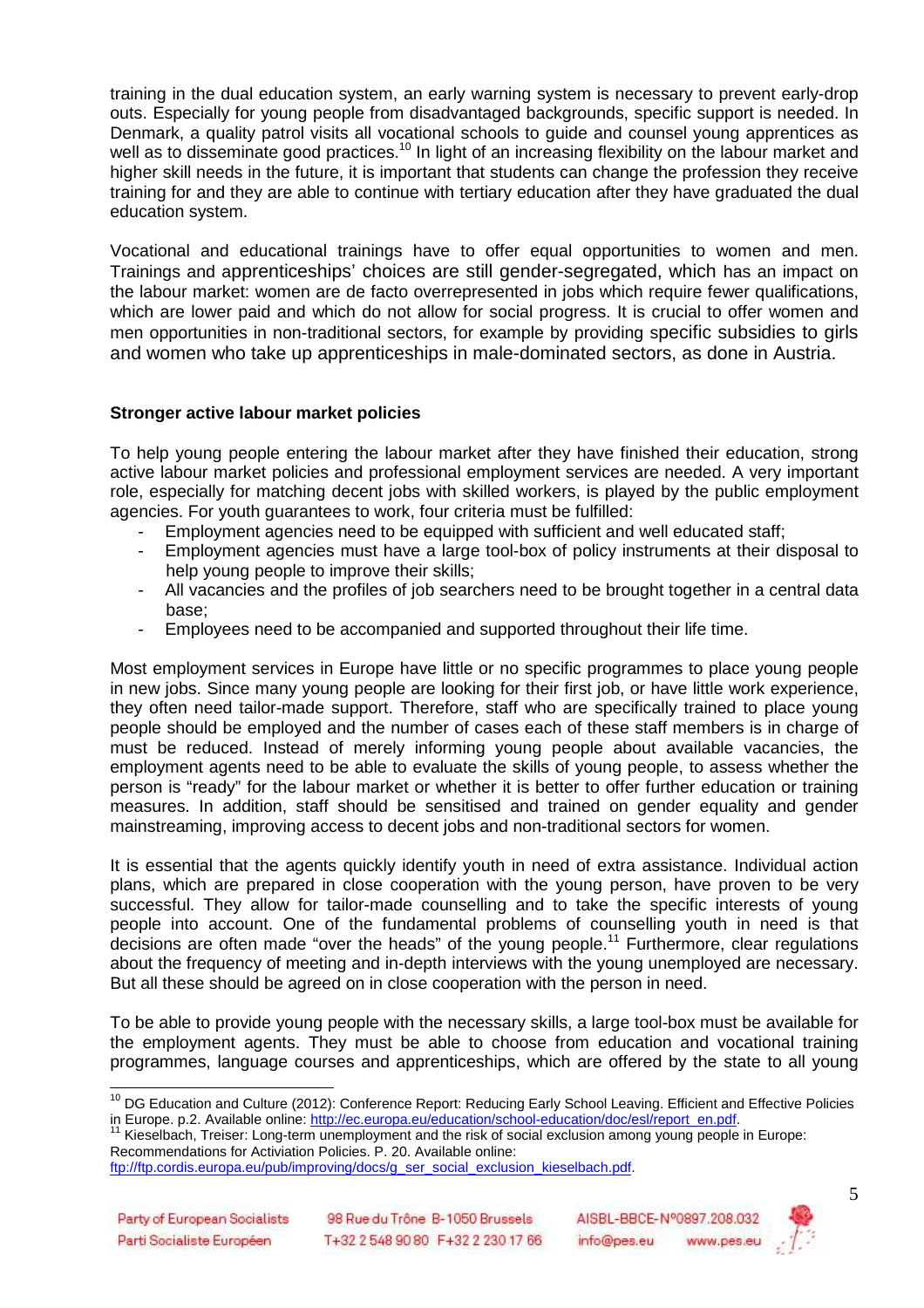training in the dual education system, an early warning system is necessary to prevent early-drop outs. Especially for young people from disadvantaged backgrounds, specific support is needed. In Denmark, a quality patrol visits all vocational schools to guide and counsel young apprentices as well as to disseminate good practices.[10] In light of an increasing flexibility on the labour market and higher skill needs in the future, it is important that students can change the profession they receive training for and they are able to continue with tertiary education after they have graduated the dual education system.

Vocational and educational trainings have to offer equal opportunities to women and men. Trainings and apprenticeships' choices are still gender-segregated, which has an impact on the labour market: women are de facto overrepresented in jobs which require fewer qualifications, which are lower paid and which do not allow for social progress. It is crucial to offer women and men opportunities in non-traditional sectors, for example by providing specific subsidies to girls and women who take up apprenticeships in male-dominated sectors, as done in Austria.

**Stronger active labour market policies**

To help young people entering the labour market after they have finished their education, strong active labour market policies and professional employment services are needed. A very important role, especially for matching decent jobs with skilled workers, is played by the public employment agencies. For youth guarantees to work, four criteria must be fulfilled:

- Employment agencies need to be equipped with sufficient and well educated staff;
- Employment agencies must have a large tool-box of policy instruments at their disposal to help young people to improve their skills;
- All vacancies and the profiles of job searchers need to be brought together in a central data base;
- Employees need to be accompanied and supported throughout their life time.

Most employment services in Europe have little or no specific programmes to place young people in new jobs. Since many young people are looking for their first job, or have little work experience, they often need tailor-made support. Therefore, staff who are specifically trained to place young people should be employed and the number of cases each of these staff members is in charge of must be reduced. Instead of merely informing young people about available vacancies, the employment agents need to be able to evaluate the skills of young people, to assess whether the person is "ready" for the labour market or whether it is better to offer further education or training measures. In addition, staff should be sensitised and trained on gender equality and gender mainstreaming, improving access to decent jobs and non-traditional sectors for women.

It is essential that the agents quickly identify youth in need of extra assistance. Individual action plans, which are prepared in close cooperation with the young person, have proven to be very successful. They allow for tailor-made counselling and to take the specific interests of young people into account. One of the fundamental problems of counselling youth in need is that decisions are often made "over the heads" of the young people.[11] Furthermore, clear regulations about the frequency of meeting and in-depth interviews with the young unemployed are necessary. But all these should be agreed on in close cooperation with the person in need.

To be able to provide young people with the necessary skills, a large tool-box must be available for the employment agents. They must be able to choose from education and vocational training programmes, language courses and apprenticeships, which are offered by the state to all young

---

[10] DG Education and Culture (2012): Conference Report: Reducing Early School Leaving. Efficient and Effective Policies in Europe. p.2. Available online: http://ec.europa.eu/education/school-education/doc/esl/report_en.pdf.

[11] Kieselbach, Treiser: Long-term unemployment and the risk of social exclusion among young people in Europe: Recommendations for Activiation Policies. P. 20. Available online: ftp://ftp.cordis.europa.eu/pub/improving/docs/g_ser_social_exclusion_kieselbach.pdf.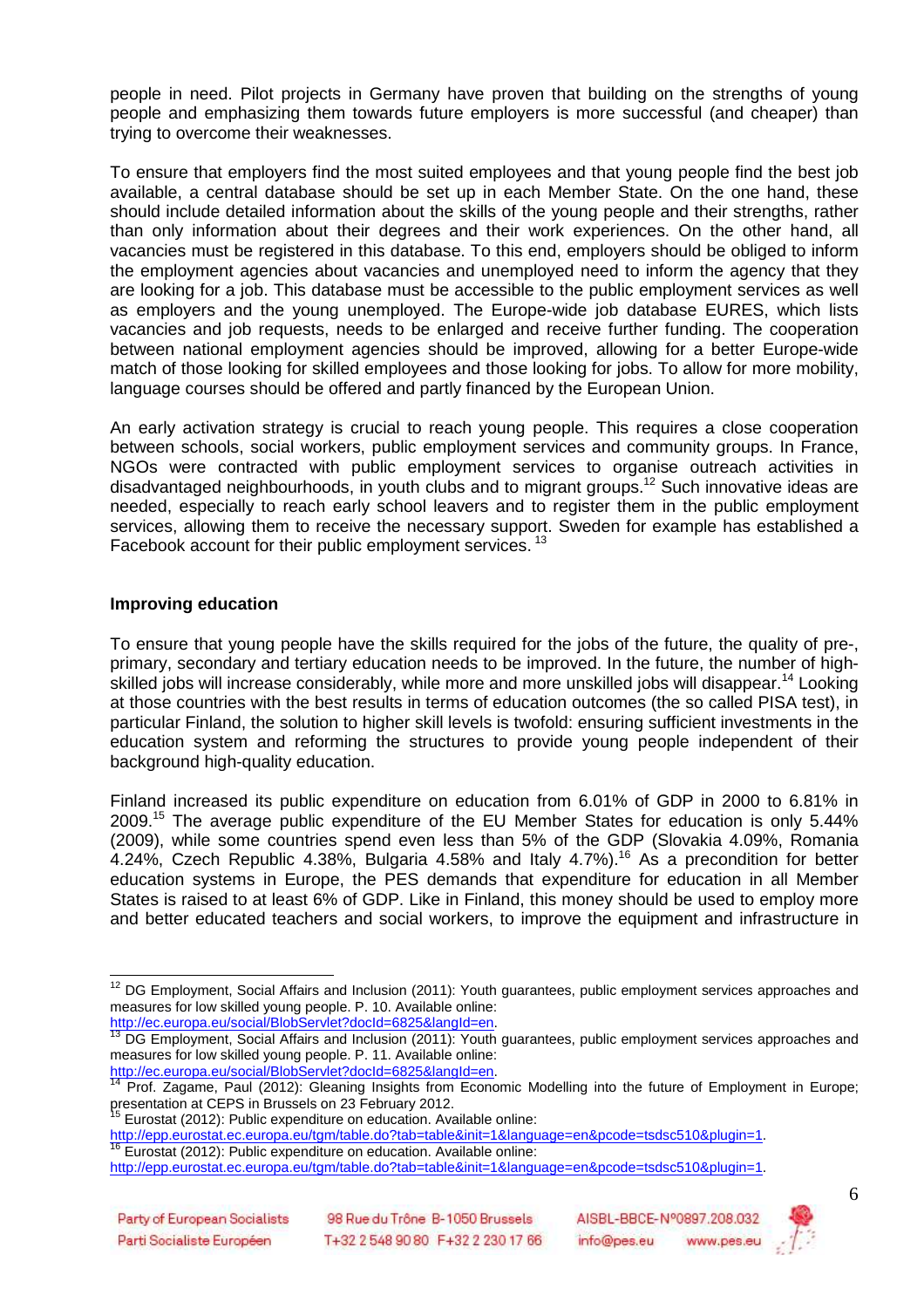people in need. Pilot projects in Germany have proven that building on the strengths of young people and emphasizing them towards future employers is more successful (and cheaper) than trying to overcome their weaknesses.

To ensure that employers find the most suited employees and that young people find the best job available, a central database should be set up in each Member State. On the one hand, these should include detailed information about the skills of the young people and their strengths, rather than only information about their degrees and their work experiences. On the other hand, all vacancies must be registered in this database. To this end, employers should be obliged to inform the employment agencies about vacancies and unemployed need to inform the agency that they are looking for a job. This database must be accessible to the public employment services as well as employers and the young unemployed. The Europe-wide job database EURES, which lists vacancies and job requests, needs to be enlarged and receive further funding. The cooperation between national employment agencies should be improved, allowing for a better Europe-wide match of those looking for skilled employees and those looking for jobs. To allow for more mobility, language courses should be offered and partly financed by the European Union.

An early activation strategy is crucial to reach young people. This requires a close cooperation between schools, social workers, public employment services and community groups. In France, NGOs were contracted with public employment services to organise outreach activities in disadvantaged neighbourhoods, in youth clubs and to migrant groups.[12] Such innovative ideas are needed, especially to reach early school leavers and to register them in the public employment services, allowing them to receive the necessary support. Sweden for example has established a Facebook account for their public employment services. [13]

**Improving education**

To ensure that young people have the skills required for the jobs of the future, the quality of pre-, primary, secondary and tertiary education needs to be improved. In the future, the number of high-skilled jobs will increase considerably, while more and more unskilled jobs will disappear.[14] Looking at those countries with the best results in terms of education outcomes (the so called PISA test), in particular Finland, the solution to higher skill levels is twofold: ensuring sufficient investments in the education system and reforming the structures to provide young people independent of their background high-quality education.

Finland increased its public expenditure on education from 6.01% of GDP in 2000 to 6.81% in 2009.[15] The average public expenditure of the EU Member States for education is only 5.44% (2009), while some countries spend even less than 5% of the GDP (Slovakia 4.09%, Romania 4.24%, Czech Republic 4.38%, Bulgaria 4.58% and Italy 4.7%).[16] As a precondition for better education systems in Europe, the PES demands that expenditure for education in all Member States is raised to at least 6% of GDP. Like in Finland, this money should be used to employ more and better educated teachers and social workers, to improve the equipment and infrastructure in

---

[12] DG Employment, Social Affairs and Inclusion (2011): Youth guarantees, public employment services approaches and measures for low skilled young people. P. 10. Available online: http://ec.europa.eu/social/BlobServlet?docId=6825&langId=en.

[13] DG Employment, Social Affairs and Inclusion (2011): Youth guarantees, public employment services approaches and measures for low skilled young people. P. 11. Available online: http://ec.europa.eu/social/BlobServlet?docId=6825&langId=en.

[14] Prof. Zagame, Paul (2012): Gleaning Insights from Economic Modelling into the future of Employment in Europe; presentation at CEPS in Brussels on 23 February 2012.

[15] Eurostat (2012): Public expenditure on education. Available online: http://epp.eurostat.ec.europa.eu/tgm/table.do?tab=table&init=1&language=en&pcode=tsdsc510&plugin=1.

[16] Eurostat (2012): Public expenditure on education. Available online: http://epp.eurostat.ec.europa.eu/tgm/table.do?tab=table&init=1&language=en&pcode=tsdsc510&plugin=1.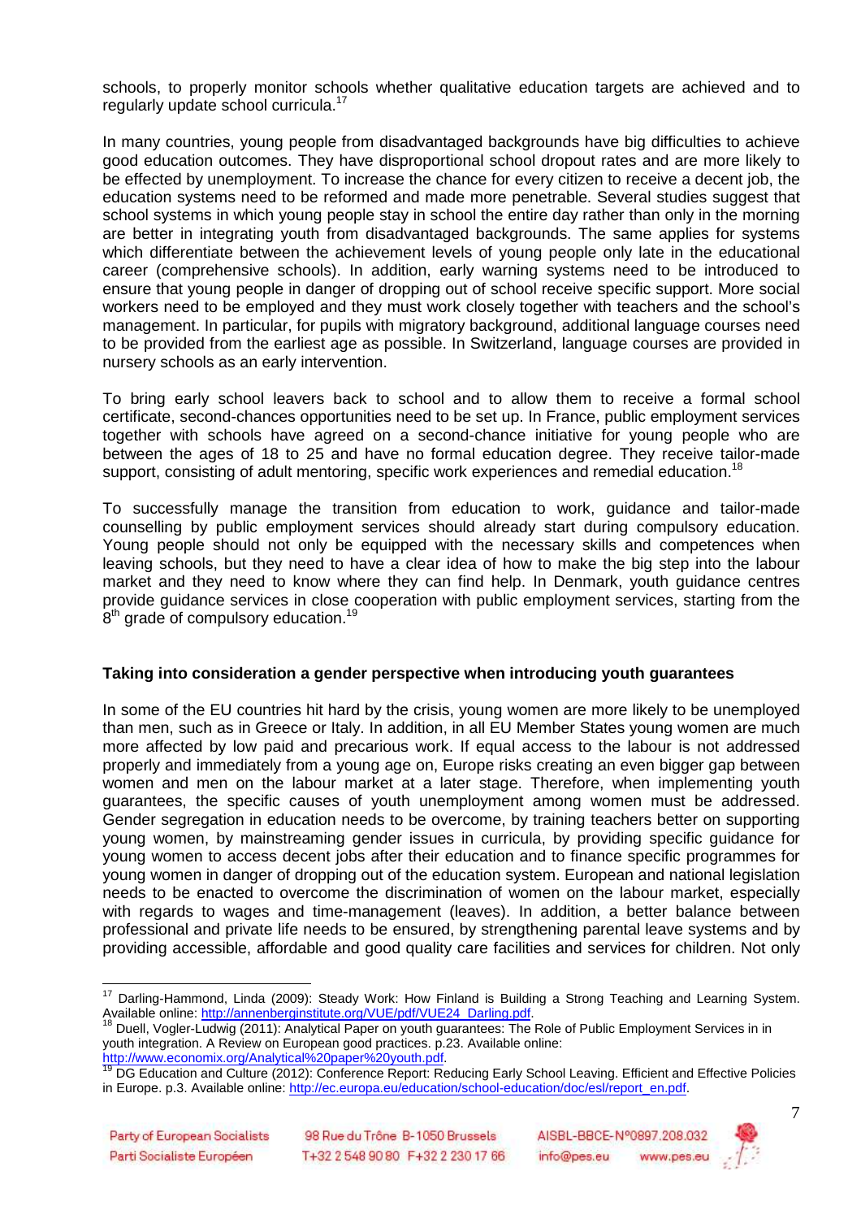schools, to properly monitor schools whether qualitative education targets are achieved and to regularly update school curricula.[17]

In many countries, young people from disadvantaged backgrounds have big difficulties to achieve good education outcomes. They have disproportional school dropout rates and are more likely to be effected by unemployment. To increase the chance for every citizen to receive a decent job, the education systems need to be reformed and made more penetrable. Several studies suggest that school systems in which young people stay in school the entire day rather than only in the morning are better in integrating youth from disadvantaged backgrounds. The same applies for systems which differentiate between the achievement levels of young people only late in the educational career (comprehensive schools). In addition, early warning systems need to be introduced to ensure that young people in danger of dropping out of school receive specific support. More social workers need to be employed and they must work closely together with teachers and the school's management. In particular, for pupils with migratory background, additional language courses need to be provided from the earliest age as possible. In Switzerland, language courses are provided in nursery schools as an early intervention.

To bring early school leavers back to school and to allow them to receive a formal school certificate, second-chances opportunities need to be set up. In France, public employment services together with schools have agreed on a second-chance initiative for young people who are between the ages of 18 to 25 and have no formal education degree. They receive tailor-made support, consisting of adult mentoring, specific work experiences and remedial education.[18]

To successfully manage the transition from education to work, guidance and tailor-made counselling by public employment services should already start during compulsory education. Young people should not only be equipped with the necessary skills and competences when leaving schools, but they need to have a clear idea of how to make the big step into the labour market and they need to know where they can find help. In Denmark, youth guidance centres provide guidance services in close cooperation with public employment services, starting from the 8th grade of compulsory education.[19]

**Taking into consideration a gender perspective when introducing youth guarantees**

In some of the EU countries hit hard by the crisis, young women are more likely to be unemployed than men, such as in Greece or Italy. In addition, in all EU Member States young women are much more affected by low paid and precarious work. If equal access to the labour is not addressed properly and immediately from a young age on, Europe risks creating an even bigger gap between women and men on the labour market at a later stage. Therefore, when implementing youth guarantees, the specific causes of youth unemployment among women must be addressed. Gender segregation in education needs to be overcome, by training teachers better on supporting young women, by mainstreaming gender issues in curricula, by providing specific guidance for young women to access decent jobs after their education and to finance specific programmes for young women in danger of dropping out of the education system. European and national legislation needs to be enacted to overcome the discrimination of women on the labour market, especially with regards to wages and time-management (leaves). In addition, a better balance between professional and private life needs to be ensured, by strengthening parental leave systems and by providing accessible, affordable and good quality care facilities and services for children. Not only

---

[17] Darling-Hammond, Linda (2009): Steady Work: How Finland is Building a Strong Teaching and Learning System. Available online: http://annenberginstitute.org/VUE/pdf/VUE24_Darling.pdf.

[18] Duell, Vogler-Ludwig (2011): Analytical Paper on youth guarantees: The Role of Public Employment Services in in youth integration. A Review on European good practices. p.23. Available online: http://www.economix.org/Analytical%20paper%20youth.pdf.

[19] DG Education and Culture (2012): Conference Report: Reducing Early School Leaving. Efficient and Effective Policies in Europe. p.3. Available online: http://ec.europa.eu/education/school-education/doc/esl/report_en.pdf.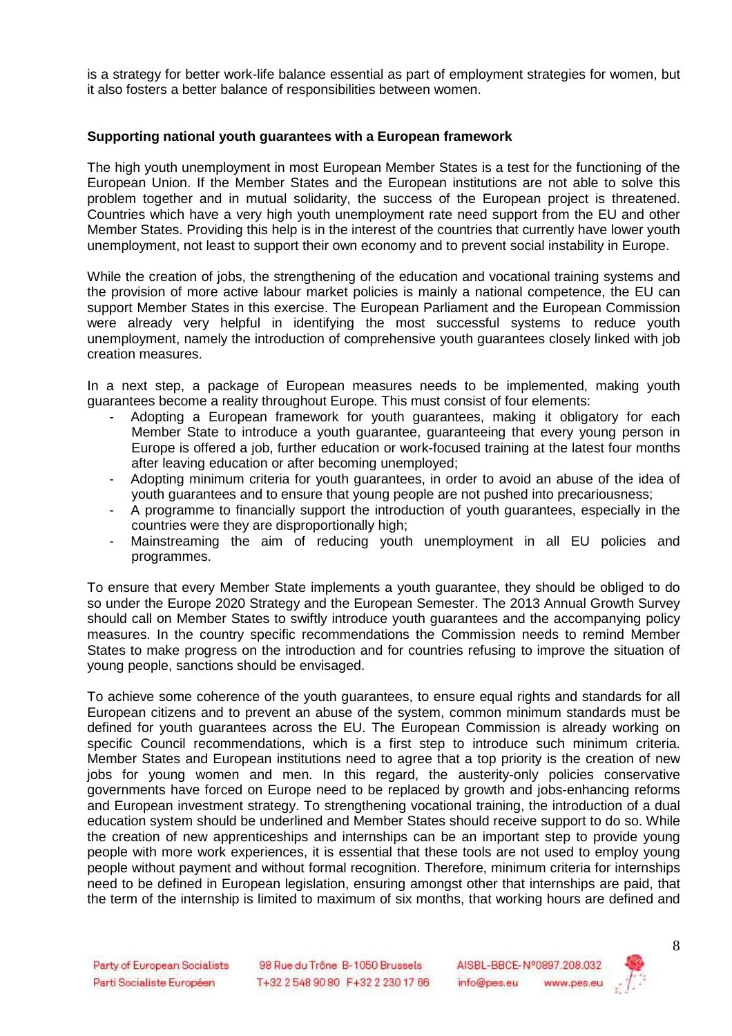is a strategy for better work-life balance essential as part of employment strategies for women, but it also fosters a better balance of responsibilities between women.

**Supporting national youth guarantees with a European framework**

The high youth unemployment in most European Member States is a test for the functioning of the European Union. If the Member States and the European institutions are not able to solve this problem together and in mutual solidarity, the success of the European project is threatened. Countries which have a very high youth unemployment rate need support from the EU and other Member States. Providing this help is in the interest of the countries that currently have lower youth unemployment, not least to support their own economy and to prevent social instability in Europe.

While the creation of jobs, the strengthening of the education and vocational training systems and the provision of more active labour market policies is mainly a national competence, the EU can support Member States in this exercise. The European Parliament and the European Commission were already very helpful in identifying the most successful systems to reduce youth unemployment, namely the introduction of comprehensive youth guarantees closely linked with job creation measures.

In a next step, a package of European measures needs to be implemented, making youth guarantees become a reality throughout Europe. This must consist of four elements:

- Adopting a European framework for youth guarantees, making it obligatory for each Member State to introduce a youth guarantee, guaranteeing that every young person in Europe is offered a job, further education or work-focused training at the latest four months after leaving education or after becoming unemployed;
- Adopting minimum criteria for youth guarantees, in order to avoid an abuse of the idea of youth guarantees and to ensure that young people are not pushed into precariousness;
- A programme to financially support the introduction of youth guarantees, especially in the countries were they are disproportionally high;
- Mainstreaming the aim of reducing youth unemployment in all EU policies and programmes.

To ensure that every Member State implements a youth guarantee, they should be obliged to do so under the Europe 2020 Strategy and the European Semester. The 2013 Annual Growth Survey should call on Member States to swiftly introduce youth guarantees and the accompanying policy measures. In the country specific recommendations the Commission needs to remind Member States to make progress on the introduction and for countries refusing to improve the situation of young people, sanctions should be envisaged.

To achieve some coherence of the youth guarantees, to ensure equal rights and standards for all European citizens and to prevent an abuse of the system, common minimum standards must be defined for youth guarantees across the EU. The European Commission is already working on specific Council recommendations, which is a first step to introduce such minimum criteria. Member States and European institutions need to agree that a top priority is the creation of new jobs for young women and men. In this regard, the austerity-only policies conservative governments have forced on Europe need to be replaced by growth and jobs-enhancing reforms and European investment strategy. To strengthening vocational training, the introduction of a dual education system should be underlined and Member States should receive support to do so. While the creation of new apprenticeships and internships can be an important step to provide young people with more work experiences, it is essential that these tools are not used to employ young people without payment and without formal recognition. Therefore, minimum criteria for internships need to be defined in European legislation, ensuring amongst other that internships are paid, that the term of the internship is limited to maximum of six months, that working hours are defined and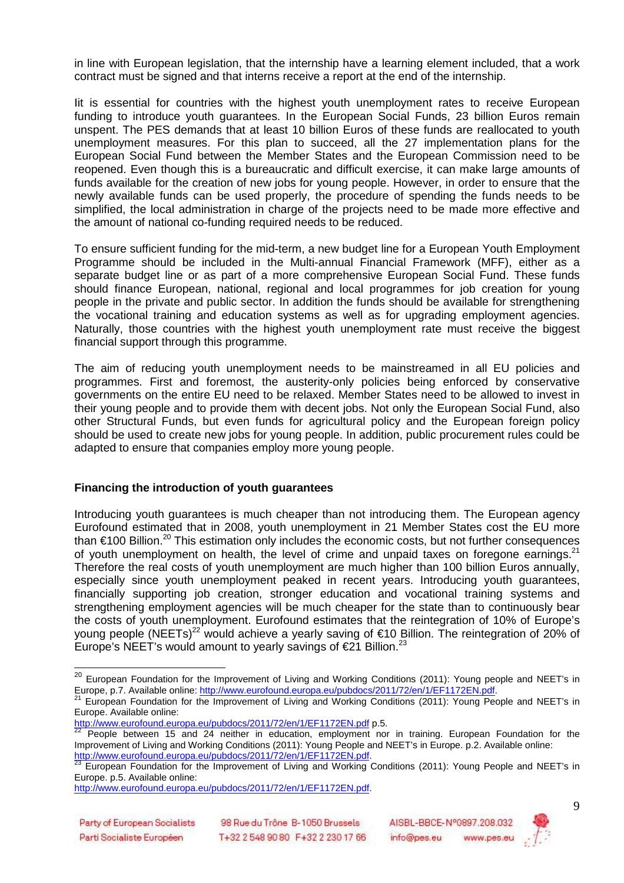in line with European legislation, that the internship have a learning element included, that a work contract must be signed and that interns receive a report at the end of the internship.

Iit is essential for countries with the highest youth unemployment rates to receive European funding to introduce youth guarantees. In the European Social Funds, 23 billion Euros remain unspent. The PES demands that at least 10 billion Euros of these funds are reallocated to youth unemployment measures. For this plan to succeed, all the 27 implementation plans for the European Social Fund between the Member States and the European Commission need to be reopened. Even though this is a bureaucratic and difficult exercise, it can make large amounts of funds available for the creation of new jobs for young people. However, in order to ensure that the newly available funds can be used properly, the procedure of spending the funds needs to be simplified, the local administration in charge of the projects need to be made more effective and the amount of national co-funding required needs to be reduced.

To ensure sufficient funding for the mid-term, a new budget line for a European Youth Employment Programme should be included in the Multi-annual Financial Framework (MFF), either as a separate budget line or as part of a more comprehensive European Social Fund. These funds should finance European, national, regional and local programmes for job creation for young people in the private and public sector. In addition the funds should be available for strengthening the vocational training and education systems as well as for upgrading employment agencies. Naturally, those countries with the highest youth unemployment rate must receive the biggest financial support through this programme.

The aim of reducing youth unemployment needs to be mainstreamed in all EU policies and programmes. First and foremost, the austerity-only policies being enforced by conservative governments on the entire EU need to be relaxed. Member States need to be allowed to invest in their young people and to provide them with decent jobs. Not only the European Social Fund, also other Structural Funds, but even funds for agricultural policy and the European foreign policy should be used to create new jobs for young people. In addition, public procurement rules could be adapted to ensure that companies employ more young people.

**Financing the introduction of youth guarantees**

Introducing youth guarantees is much cheaper than not introducing them. The European agency Eurofound estimated that in 2008, youth unemployment in 21 Member States cost the EU more than €100 Billion.[20] This estimation only includes the economic costs, but not further consequences of youth unemployment on health, the level of crime and unpaid taxes on foregone earnings.[21] Therefore the real costs of youth unemployment are much higher than 100 billion Euros annually, especially since youth unemployment peaked in recent years. Introducing youth guarantees, financially supporting job creation, stronger education and vocational training systems and strengthening employment agencies will be much cheaper for the state than to continuously bear the costs of youth unemployment. Eurofound estimates that the reintegration of 10% of Europe's young people (NEETs)[22] would achieve a yearly saving of €10 Billion. The reintegration of 20% of Europe's NEET's would amount to yearly savings of €21 Billion.[23]

---

[20] European Foundation for the Improvement of Living and Working Conditions (2011): Young people and NEET's in Europe, p.7. Available online: http://www.eurofound.europa.eu/pubdocs/2011/72/en/1/EF1172EN.pdf.

[21] European Foundation for the Improvement of Living and Working Conditions (2011): Young People and NEET's in Europe. Available online: http://www.eurofound.europa.eu/pubdocs/2011/72/en/1/EF1172EN.pdf p.5.

[22] People between 15 and 24 neither in education, employment nor in training. European Foundation for the Improvement of Living and Working Conditions (2011): Young People and NEET's in Europe. p.2. Available online: http://www.eurofound.europa.eu/pubdocs/2011/72/en/1/EF1172EN.pdf.

[23] European Foundation for the Improvement of Living and Working Conditions (2011): Young People and NEET's in Europe. p.5. Available online: http://www.eurofound.europa.eu/pubdocs/2011/72/en/1/EF1172EN.pdf.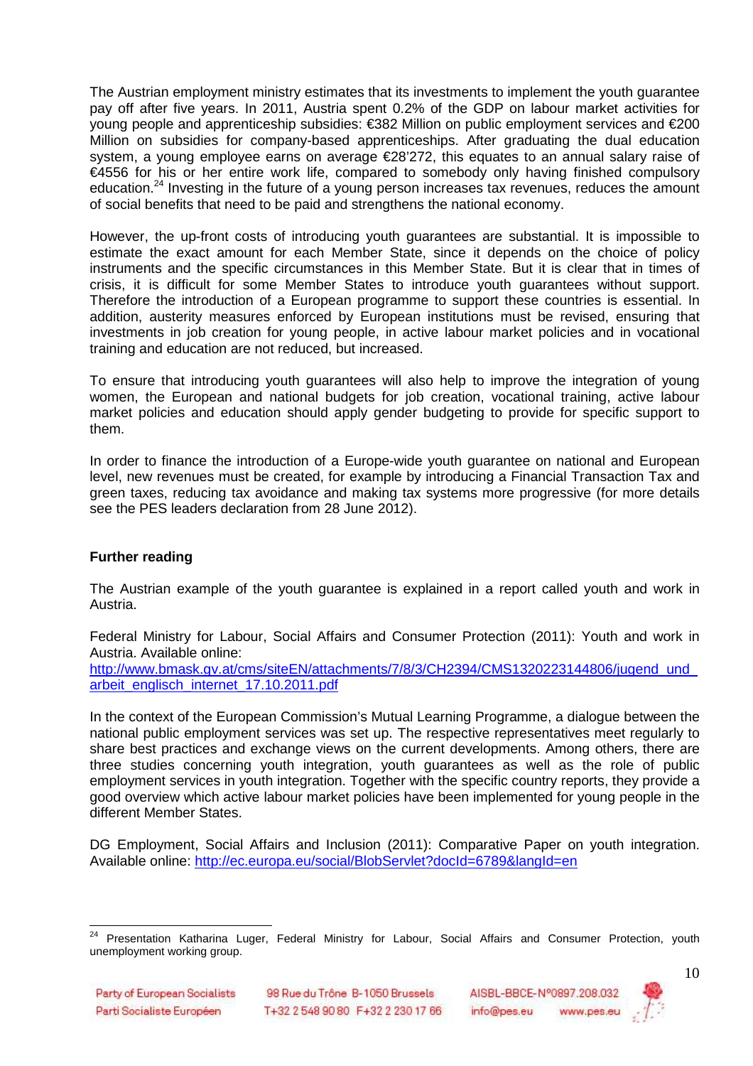The Austrian employment ministry estimates that its investments to implement the youth guarantee pay off after five years. In 2011, Austria spent 0.2% of the GDP on labour market activities for young people and apprenticeship subsidies: €382 Million on public employment services and €200 Million on subsidies for company-based apprenticeships. After graduating the dual education system, a young employee earns on average €28'272, this equates to an annual salary raise of €4556 for his or her entire work life, compared to somebody only having finished compulsory education.[24] Investing in the future of a young person increases tax revenues, reduces the amount of social benefits that need to be paid and strengthens the national economy.

However, the up-front costs of introducing youth guarantees are substantial. It is impossible to estimate the exact amount for each Member State, since it depends on the choice of policy instruments and the specific circumstances in this Member State. But it is clear that in times of crisis, it is difficult for some Member States to introduce youth guarantees without support. Therefore the introduction of a European programme to support these countries is essential. In addition, austerity measures enforced by European institutions must be revised, ensuring that investments in job creation for young people, in active labour market policies and in vocational training and education are not reduced, but increased.

To ensure that introducing youth guarantees will also help to improve the integration of young women, the European and national budgets for job creation, vocational training, active labour market policies and education should apply gender budgeting to provide for specific support to them.

In order to finance the introduction of a Europe-wide youth guarantee on national and European level, new revenues must be created, for example by introducing a Financial Transaction Tax and green taxes, reducing tax avoidance and making tax systems more progressive (for more details see the PES leaders declaration from 28 June 2012).

**Further reading**

The Austrian example of the youth guarantee is explained in a report called youth and work in Austria.

Federal Ministry for Labour, Social Affairs and Consumer Protection (2011): Youth and work in Austria. Available online: http://www.bmask.gv.at/cms/siteEN/attachments/7/8/3/CH2394/CMS1320223144806/jugend_und_arbeit_englisch_internet_17.10.2011.pdf

In the context of the European Commission's Mutual Learning Programme, a dialogue between the national public employment services was set up. The respective representatives meet regularly to share best practices and exchange views on the current developments. Among others, there are three studies concerning youth integration, youth guarantees as well as the role of public employment services in youth integration. Together with the specific country reports, they provide a good overview which active labour market policies have been implemented for young people in the different Member States.

DG Employment, Social Affairs and Inclusion (2011): Comparative Paper on youth integration. Available online: http://ec.europa.eu/social/BlobServlet?docId=6789&langId=en

---

[24] Presentation Katharina Luger, Federal Ministry for Labour, Social Affairs and Consumer Protection, youth unemployment working group.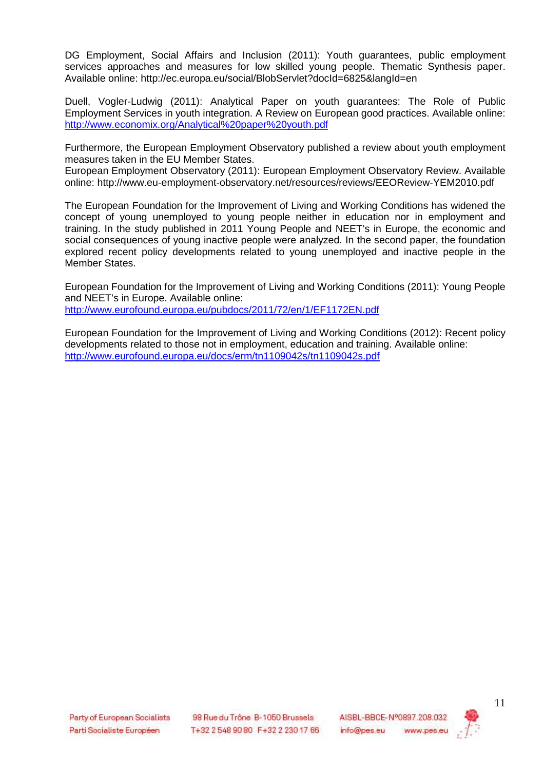DG Employment, Social Affairs and Inclusion (2011): Youth guarantees, public employment services approaches and measures for low skilled young people. Thematic Synthesis paper. Available online: http://ec.europa.eu/social/BlobServlet?docId=6825&langId=en

Duell, Vogler-Ludwig (2011): Analytical Paper on youth guarantees: The Role of Public Employment Services in youth integration. A Review on European good practices. Available online: http://www.economix.org/Analytical%20paper%20youth.pdf

Furthermore, the European Employment Observatory published a review about youth employment measures taken in the EU Member States.
European Employment Observatory (2011): European Employment Observatory Review. Available online: http://www.eu-employment-observatory.net/resources/reviews/EEOReview-YEM2010.pdf

The European Foundation for the Improvement of Living and Working Conditions has widened the concept of young unemployed to young people neither in education nor in employment and training. In the study published in 2011 Young People and NEET's in Europe, the economic and social consequences of young inactive people were analyzed. In the second paper, the foundation explored recent policy developments related to young unemployed and inactive people in the Member States.

European Foundation for the Improvement of Living and Working Conditions (2011): Young People and NEET's in Europe. Available online:
http://www.eurofound.europa.eu/pubdocs/2011/72/en/1/EF1172EN.pdf

European Foundation for the Improvement of Living and Working Conditions (2012): Recent policy developments related to those not in employment, education and training. Available online:
http://www.eurofound.europa.eu/docs/erm/tn1109042s/tn1109042s.pdf